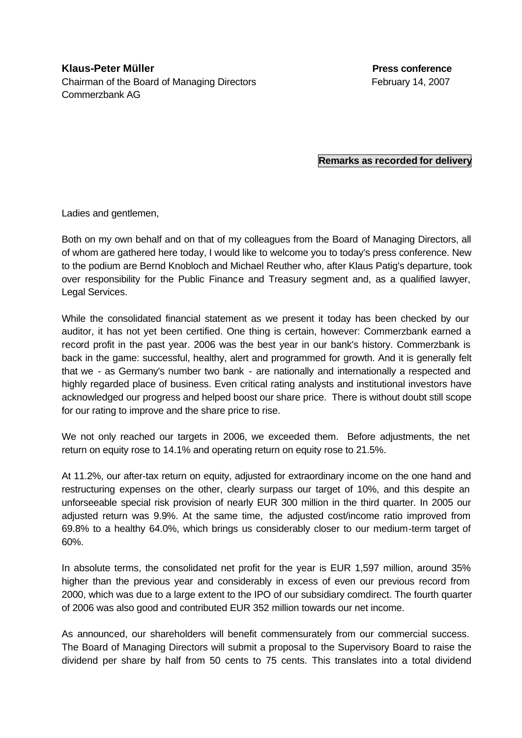**Klaus-Peter Müller**
Chairman of the Board of Managing Directors
Commerzbank AG

**Press conference**
February 14, 2007

**Remarks as recorded for delivery**

Ladies and gentlemen,

Both on my own behalf and on that of my colleagues from the Board of Managing Directors, all of whom are gathered here today, I would like to welcome you to today's press conference. New to the podium are Bernd Knobloch and Michael Reuther who, after Klaus Patig's departure, took over responsibility for the Public Finance and Treasury segment and, as a qualified lawyer, Legal Services.

While the consolidated financial statement as we present it today has been checked by our auditor, it has not yet been certified. One thing is certain, however: Commerzbank earned a record profit in the past year. 2006 was the best year in our bank's history. Commerzbank is back in the game: successful, healthy, alert and programmed for growth. And it is generally felt that we - as Germany's number two bank - are nationally and internationally a respected and highly regarded place of business. Even critical rating analysts and institutional investors have acknowledged our progress and helped boost our share price. There is without doubt still scope for our rating to improve and the share price to rise.

We not only reached our targets in 2006, we exceeded them. Before adjustments, the net return on equity rose to 14.1% and operating return on equity rose to 21.5%.

At 11.2%, our after-tax return on equity, adjusted for extraordinary income on the one hand and restructuring expenses on the other, clearly surpass our target of 10%, and this despite an unforseeable special risk provision of nearly EUR 300 million in the third quarter. In 2005 our adjusted return was 9.9%. At the same time, the adjusted cost/income ratio improved from 69.8% to a healthy 64.0%, which brings us considerably closer to our medium-term target of 60%.

In absolute terms, the consolidated net profit for the year is EUR 1,597 million, around 35% higher than the previous year and considerably in excess of even our previous record from 2000, which was due to a large extent to the IPO of our subsidiary comdirect. The fourth quarter of 2006 was also good and contributed EUR 352 million towards our net income.

As announced, our shareholders will benefit commensurately from our commercial success. The Board of Managing Directors will submit a proposal to the Supervisory Board to raise the dividend per share by half from 50 cents to 75 cents. This translates into a total dividend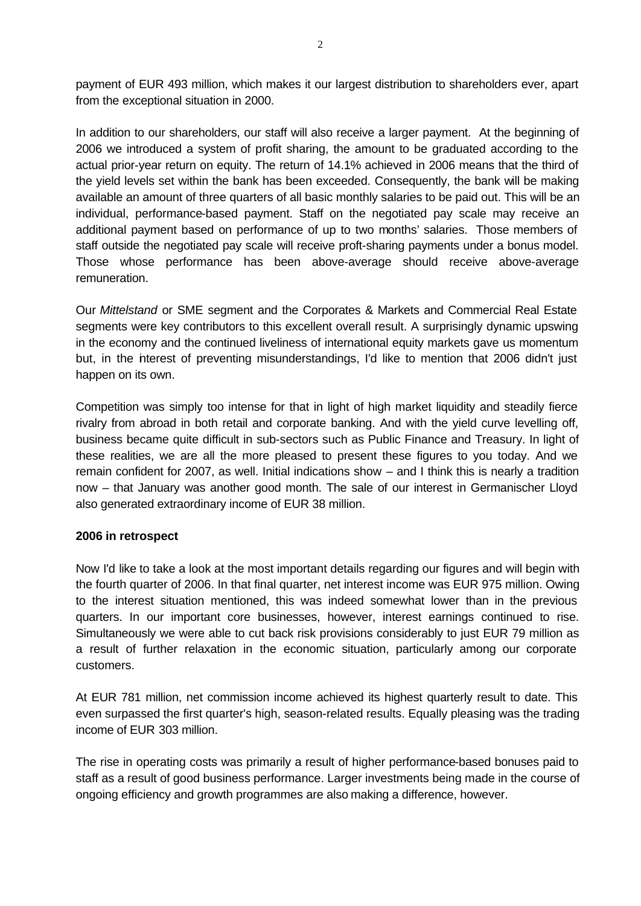payment of EUR 493 million, which makes it our largest distribution to shareholders ever, apart from the exceptional situation in 2000.

In addition to our shareholders, our staff will also receive a larger payment. At the beginning of 2006 we introduced a system of profit sharing, the amount to be graduated according to the actual prior-year return on equity. The return of 14.1% achieved in 2006 means that the third of the yield levels set within the bank has been exceeded. Consequently, the bank will be making available an amount of three quarters of all basic monthly salaries to be paid out. This will be an individual, performance-based payment. Staff on the negotiated pay scale may receive an additional payment based on performance of up to two months' salaries. Those members of staff outside the negotiated pay scale will receive proft-sharing payments under a bonus model. Those whose performance has been above-average should receive above-average remuneration.

Our *Mittelstand* or SME segment and the Corporates & Markets and Commercial Real Estate segments were key contributors to this excellent overall result. A surprisingly dynamic upswing in the economy and the continued liveliness of international equity markets gave us momentum but, in the interest of preventing misunderstandings, I'd like to mention that 2006 didn't just happen on its own.

Competition was simply too intense for that in light of high market liquidity and steadily fierce rivalry from abroad in both retail and corporate banking. And with the yield curve levelling off, business became quite difficult in sub-sectors such as Public Finance and Treasury. In light of these realities, we are all the more pleased to present these figures to you today. And we remain confident for 2007, as well. Initial indications show – and I think this is nearly a tradition now – that January was another good month. The sale of our interest in Germanischer Lloyd also generated extraordinary income of EUR 38 million.

**2006 in retrospect**

Now I'd like to take a look at the most important details regarding our figures and will begin with the fourth quarter of 2006. In that final quarter, net interest income was EUR 975 million. Owing to the interest situation mentioned, this was indeed somewhat lower than in the previous quarters. In our important core businesses, however, interest earnings continued to rise. Simultaneously we were able to cut back risk provisions considerably to just EUR 79 million as a result of further relaxation in the economic situation, particularly among our corporate customers.

At EUR 781 million, net commission income achieved its highest quarterly result to date. This even surpassed the first quarter's high, season-related results. Equally pleasing was the trading income of EUR 303 million.

The rise in operating costs was primarily a result of higher performance-based bonuses paid to staff as a result of good business performance. Larger investments being made in the course of ongoing efficiency and growth programmes are also making a difference, however.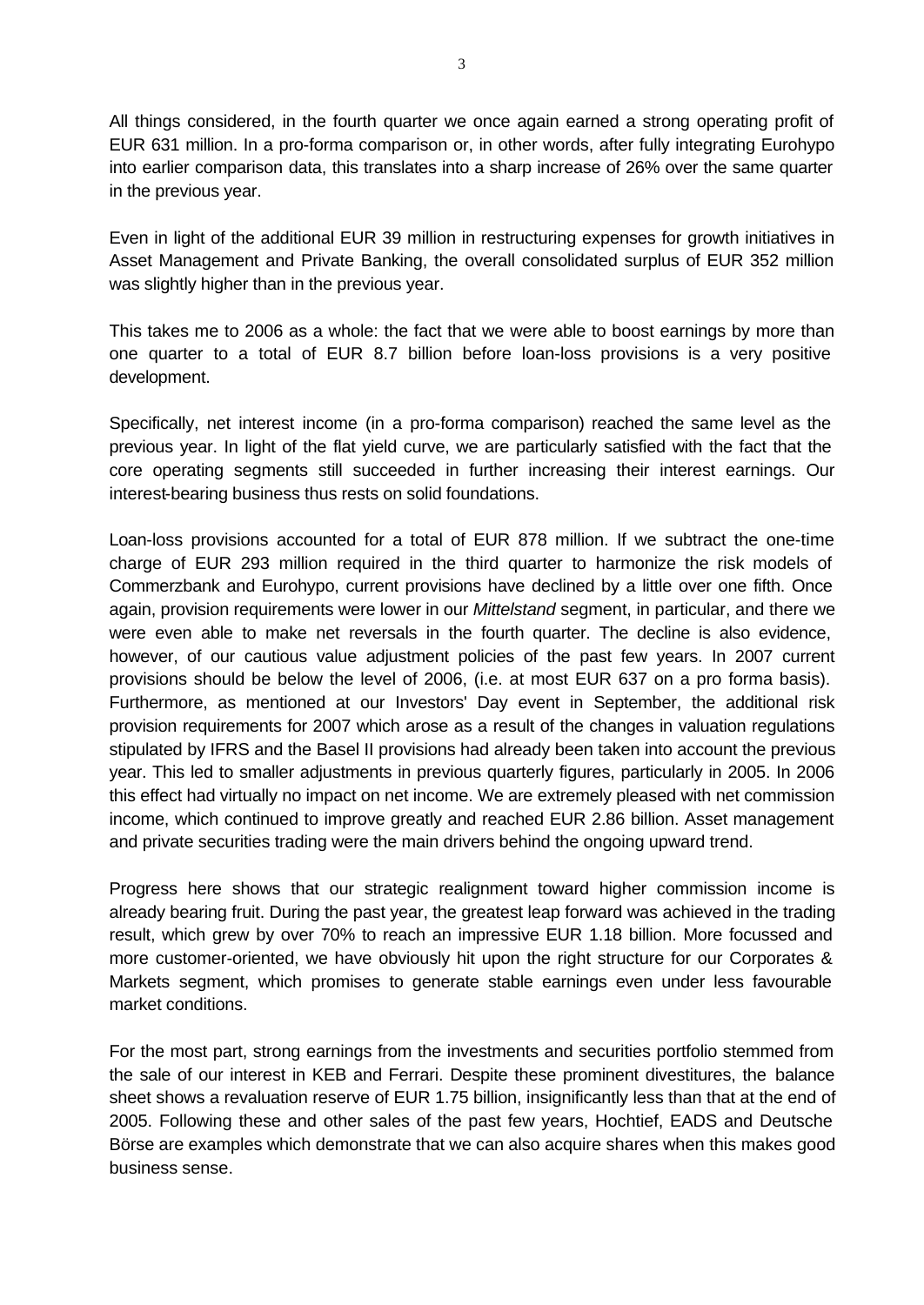All things considered, in the fourth quarter we once again earned a strong operating profit of EUR 631 million. In a pro-forma comparison or, in other words, after fully integrating Eurohypo into earlier comparison data, this translates into a sharp increase of 26% over the same quarter in the previous year.

Even in light of the additional EUR 39 million in restructuring expenses for growth initiatives in Asset Management and Private Banking, the overall consolidated surplus of EUR 352 million was slightly higher than in the previous year.

This takes me to 2006 as a whole: the fact that we were able to boost earnings by more than one quarter to a total of EUR 8.7 billion before loan-loss provisions is a very positive development.

Specifically, net interest income (in a pro-forma comparison) reached the same level as the previous year. In light of the flat yield curve, we are particularly satisfied with the fact that the core operating segments still succeeded in further increasing their interest earnings. Our interest-bearing business thus rests on solid foundations.

Loan-loss provisions accounted for a total of EUR 878 million. If we subtract the one-time charge of EUR 293 million required in the third quarter to harmonize the risk models of Commerzbank and Eurohypo, current provisions have declined by a little over one fifth. Once again, provision requirements were lower in our *Mittelstand* segment, in particular, and there we were even able to make net reversals in the fourth quarter. The decline is also evidence, however, of our cautious value adjustment policies of the past few years. In 2007 current provisions should be below the level of 2006, (i.e. at most EUR 637 on a pro forma basis). Furthermore, as mentioned at our Investors' Day event in September, the additional risk provision requirements for 2007 which arose as a result of the changes in valuation regulations stipulated by IFRS and the Basel II provisions had already been taken into account the previous year. This led to smaller adjustments in previous quarterly figures, particularly in 2005. In 2006 this effect had virtually no impact on net income. We are extremely pleased with net commission income, which continued to improve greatly and reached EUR 2.86 billion. Asset management and private securities trading were the main drivers behind the ongoing upward trend.

Progress here shows that our strategic realignment toward higher commission income is already bearing fruit. During the past year, the greatest leap forward was achieved in the trading result, which grew by over 70% to reach an impressive EUR 1.18 billion. More focussed and more customer-oriented, we have obviously hit upon the right structure for our Corporates & Markets segment, which promises to generate stable earnings even under less favourable market conditions.

For the most part, strong earnings from the investments and securities portfolio stemmed from the sale of our interest in KEB and Ferrari. Despite these prominent divestitures, the balance sheet shows a revaluation reserve of EUR 1.75 billion, insignificantly less than that at the end of 2005. Following these and other sales of the past few years, Hochtief, EADS and Deutsche Börse are examples which demonstrate that we can also acquire shares when this makes good business sense.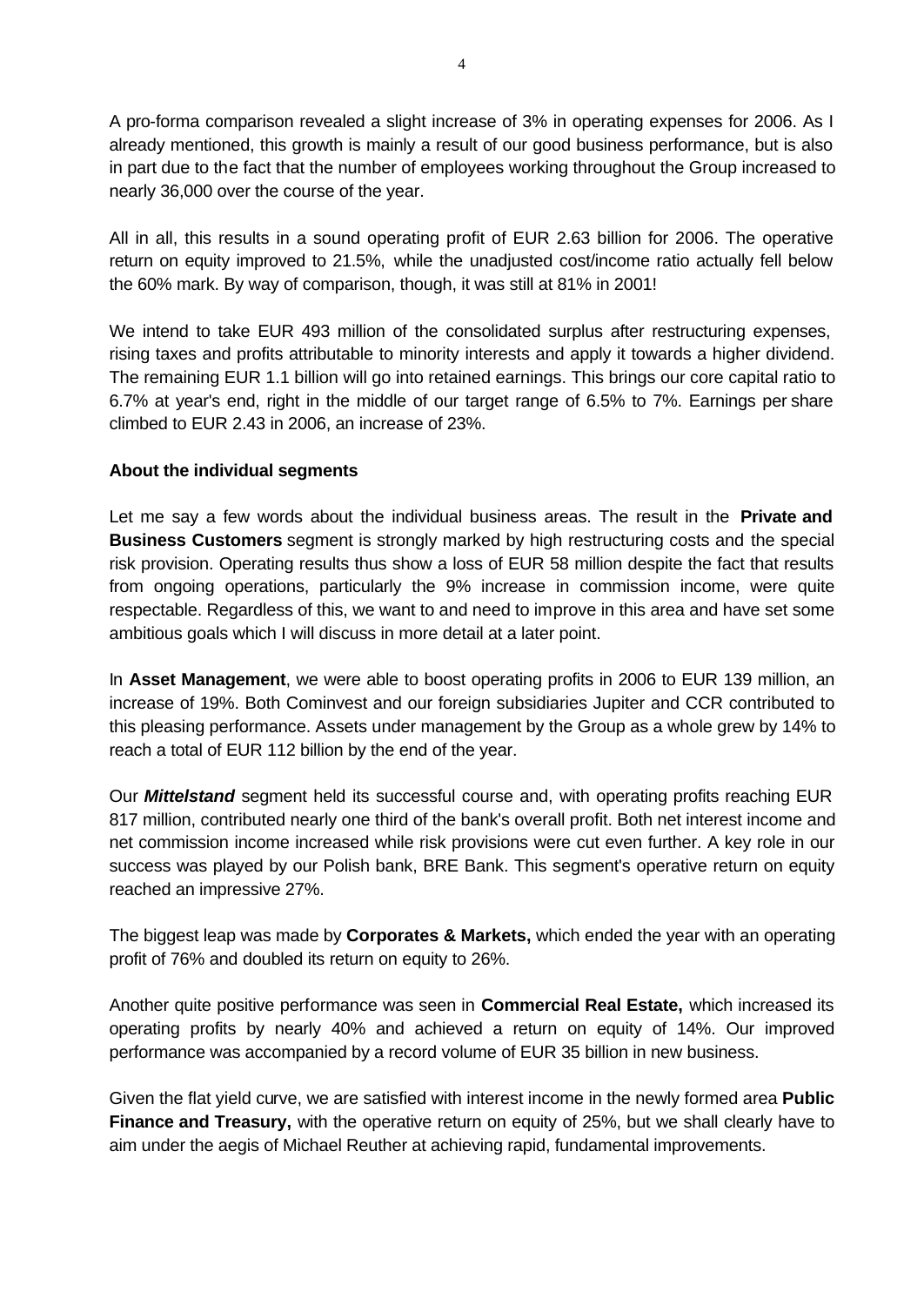A pro-forma comparison revealed a slight increase of 3% in operating expenses for 2006. As I already mentioned, this growth is mainly a result of our good business performance, but is also in part due to the fact that the number of employees working throughout the Group increased to nearly 36,000 over the course of the year.

All in all, this results in a sound operating profit of EUR 2.63 billion for 2006. The operative return on equity improved to 21.5%, while the unadjusted cost/income ratio actually fell below the 60% mark. By way of comparison, though, it was still at 81% in 2001!

We intend to take EUR 493 million of the consolidated surplus after restructuring expenses, rising taxes and profits attributable to minority interests and apply it towards a higher dividend. The remaining EUR 1.1 billion will go into retained earnings. This brings our core capital ratio to 6.7% at year's end, right in the middle of our target range of 6.5% to 7%. Earnings per share climbed to EUR 2.43 in 2006, an increase of 23%.

**About the individual segments**

Let me say a few words about the individual business areas. The result in the **Private and Business Customers** segment is strongly marked by high restructuring costs and the special risk provision. Operating results thus show a loss of EUR 58 million despite the fact that results from ongoing operations, particularly the 9% increase in commission income, were quite respectable. Regardless of this, we want to and need to improve in this area and have set some ambitious goals which I will discuss in more detail at a later point.

In **Asset Management**, we were able to boost operating profits in 2006 to EUR 139 million, an increase of 19%. Both Cominvest and our foreign subsidiaries Jupiter and CCR contributed to this pleasing performance. Assets under management by the Group as a whole grew by 14% to reach a total of EUR 112 billion by the end of the year.

Our ***Mittelstand*** segment held its successful course and, with operating profits reaching EUR 817 million, contributed nearly one third of the bank's overall profit. Both net interest income and net commission income increased while risk provisions were cut even further. A key role in our success was played by our Polish bank, BRE Bank. This segment's operative return on equity reached an impressive 27%.

The biggest leap was made by **Corporates & Markets,** which ended the year with an operating profit of 76% and doubled its return on equity to 26%.

Another quite positive performance was seen in **Commercial Real Estate,** which increased its operating profits by nearly 40% and achieved a return on equity of 14%. Our improved performance was accompanied by a record volume of EUR 35 billion in new business.

Given the flat yield curve, we are satisfied with interest income in the newly formed area **Public Finance and Treasury,** with the operative return on equity of 25%, but we shall clearly have to aim under the aegis of Michael Reuther at achieving rapid, fundamental improvements.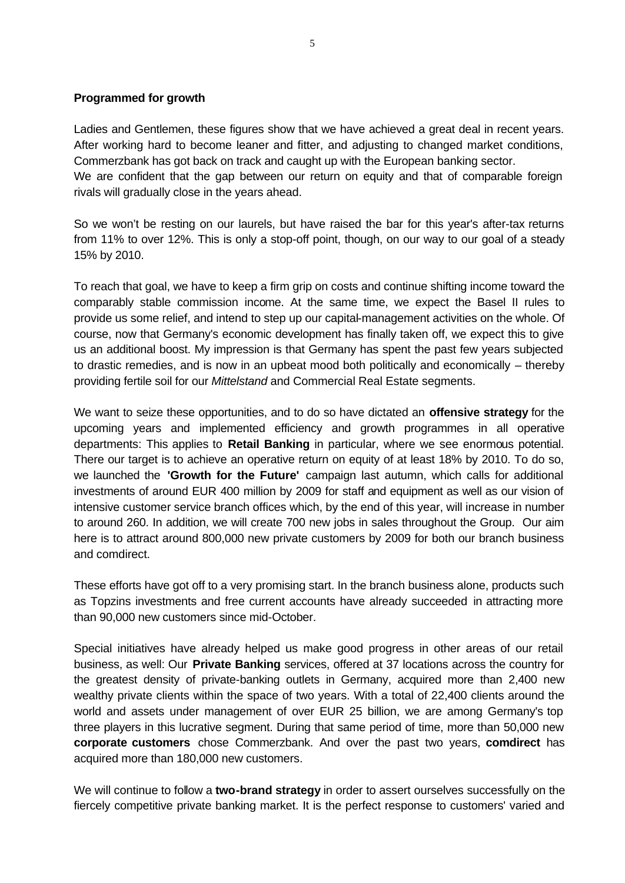**Programmed for growth**

Ladies and Gentlemen, these figures show that we have achieved a great deal in recent years. After working hard to become leaner and fitter, and adjusting to changed market conditions, Commerzbank has got back on track and caught up with the European banking sector.
We are confident that the gap between our return on equity and that of comparable foreign rivals will gradually close in the years ahead.

So we won't be resting on our laurels, but have raised the bar for this year's after-tax returns from 11% to over 12%. This is only a stop-off point, though, on our way to our goal of a steady 15% by 2010.

To reach that goal, we have to keep a firm grip on costs and continue shifting income toward the comparably stable commission income. At the same time, we expect the Basel II rules to provide us some relief, and intend to step up our capital-management activities on the whole. Of course, now that Germany's economic development has finally taken off, we expect this to give us an additional boost. My impression is that Germany has spent the past few years subjected to drastic remedies, and is now in an upbeat mood both politically and economically – thereby providing fertile soil for our *Mittelstand* and Commercial Real Estate segments.

We want to seize these opportunities, and to do so have dictated an **offensive strategy** for the upcoming years and implemented efficiency and growth programmes in all operative departments: This applies to **Retail Banking** in particular, where we see enormous potential. There our target is to achieve an operative return on equity of at least 18% by 2010. To do so, we launched the **'Growth for the Future'** campaign last autumn, which calls for additional investments of around EUR 400 million by 2009 for staff and equipment as well as our vision of intensive customer service branch offices which, by the end of this year, will increase in number to around 260. In addition, we will create 700 new jobs in sales throughout the Group. Our aim here is to attract around 800,000 new private customers by 2009 for both our branch business and comdirect.

These efforts have got off to a very promising start. In the branch business alone, products such as Topzins investments and free current accounts have already succeeded in attracting more than 90,000 new customers since mid-October.

Special initiatives have already helped us make good progress in other areas of our retail business, as well: Our **Private Banking** services, offered at 37 locations across the country for the greatest density of private-banking outlets in Germany, acquired more than 2,400 new wealthy private clients within the space of two years. With a total of 22,400 clients around the world and assets under management of over EUR 25 billion, we are among Germany's top three players in this lucrative segment. During that same period of time, more than 50,000 new **corporate customers** chose Commerzbank. And over the past two years, **comdirect** has acquired more than 180,000 new customers.

We will continue to follow a **two-brand strategy** in order to assert ourselves successfully on the fiercely competitive private banking market. It is the perfect response to customers' varied and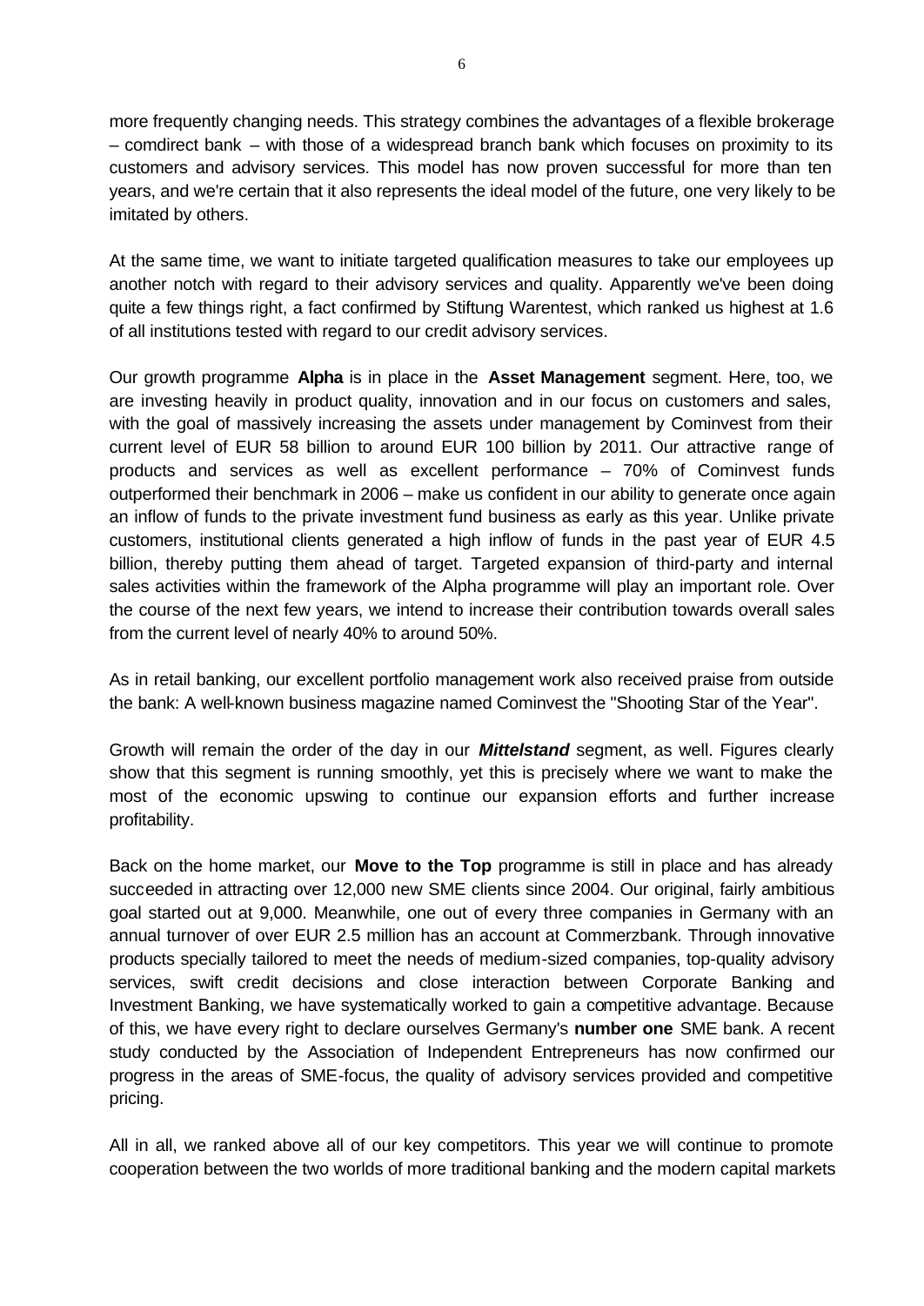more frequently changing needs. This strategy combines the advantages of a flexible brokerage – comdirect bank – with those of a widespread branch bank which focuses on proximity to its customers and advisory services. This model has now proven successful for more than ten years, and we're certain that it also represents the ideal model of the future, one very likely to be imitated by others.

At the same time, we want to initiate targeted qualification measures to take our employees up another notch with regard to their advisory services and quality. Apparently we've been doing quite a few things right, a fact confirmed by Stiftung Warentest, which ranked us highest at 1.6 of all institutions tested with regard to our credit advisory services.

Our growth programme **Alpha** is in place in the **Asset Management** segment. Here, too, we are investing heavily in product quality, innovation and in our focus on customers and sales, with the goal of massively increasing the assets under management by Cominvest from their current level of EUR 58 billion to around EUR 100 billion by 2011. Our attractive range of products and services as well as excellent performance – 70% of Cominvest funds outperformed their benchmark in 2006 – make us confident in our ability to generate once again an inflow of funds to the private investment fund business as early as this year. Unlike private customers, institutional clients generated a high inflow of funds in the past year of EUR 4.5 billion, thereby putting them ahead of target. Targeted expansion of third-party and internal sales activities within the framework of the Alpha programme will play an important role. Over the course of the next few years, we intend to increase their contribution towards overall sales from the current level of nearly 40% to around 50%.

As in retail banking, our excellent portfolio management work also received praise from outside the bank: A well-known business magazine named Cominvest the "Shooting Star of the Year".

Growth will remain the order of the day in our ***Mittelstand*** segment, as well. Figures clearly show that this segment is running smoothly, yet this is precisely where we want to make the most of the economic upswing to continue our expansion efforts and further increase profitability.

Back on the home market, our **Move to the Top** programme is still in place and has already succeeded in attracting over 12,000 new SME clients since 2004. Our original, fairly ambitious goal started out at 9,000. Meanwhile, one out of every three companies in Germany with an annual turnover of over EUR 2.5 million has an account at Commerzbank. Through innovative products specially tailored to meet the needs of medium-sized companies, top-quality advisory services, swift credit decisions and close interaction between Corporate Banking and Investment Banking, we have systematically worked to gain a competitive advantage. Because of this, we have every right to declare ourselves Germany's **number one** SME bank. A recent study conducted by the Association of Independent Entrepreneurs has now confirmed our progress in the areas of SME-focus, the quality of advisory services provided and competitive pricing.

All in all, we ranked above all of our key competitors. This year we will continue to promote cooperation between the two worlds of more traditional banking and the modern capital markets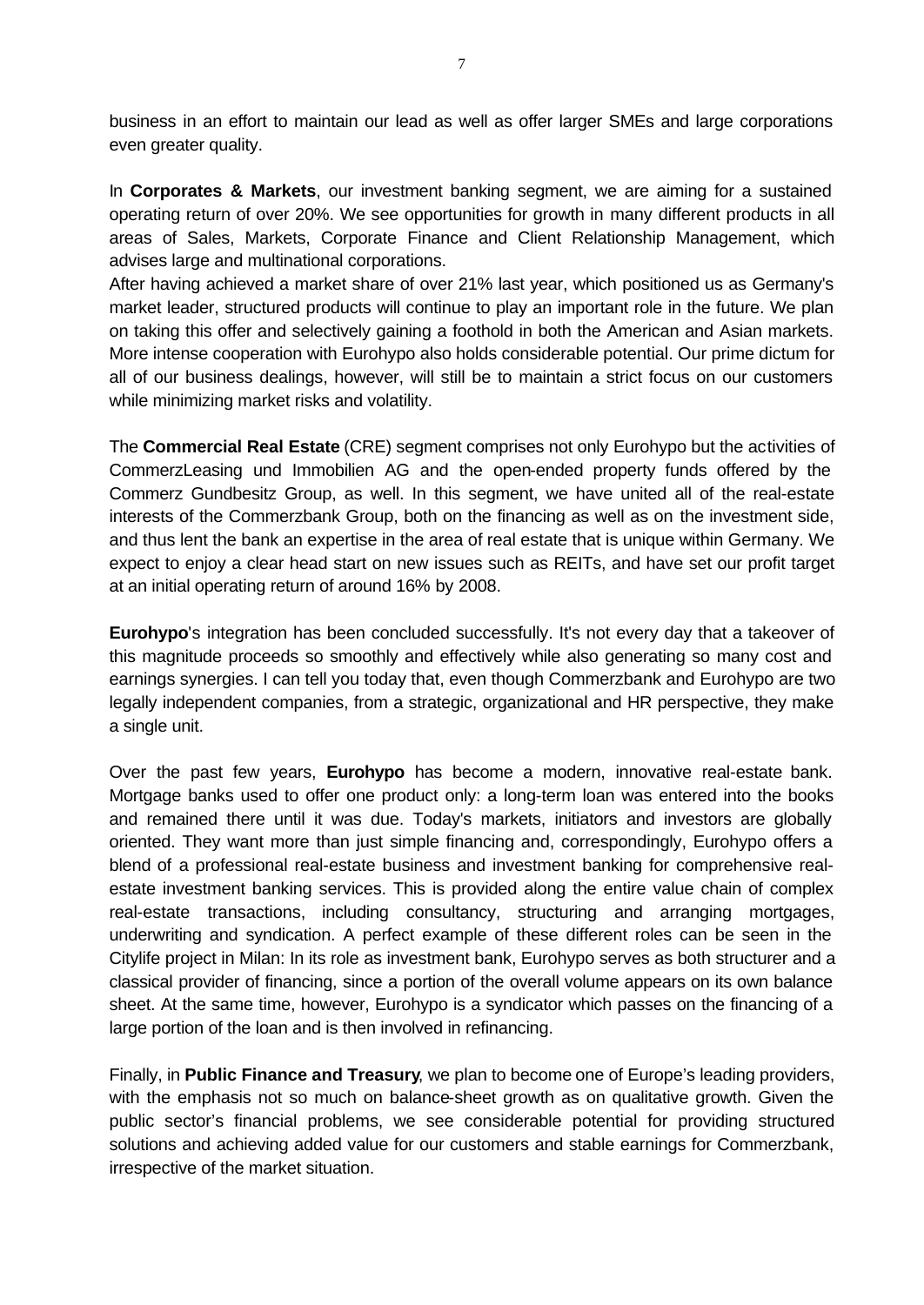business in an effort to maintain our lead as well as offer larger SMEs and large corporations even greater quality.

In **Corporates & Markets**, our investment banking segment, we are aiming for a sustained operating return of over 20%. We see opportunities for growth in many different products in all areas of Sales, Markets, Corporate Finance and Client Relationship Management, which advises large and multinational corporations.
After having achieved a market share of over 21% last year, which positioned us as Germany's market leader, structured products will continue to play an important role in the future. We plan on taking this offer and selectively gaining a foothold in both the American and Asian markets. More intense cooperation with Eurohypo also holds considerable potential. Our prime dictum for all of our business dealings, however, will still be to maintain a strict focus on our customers while minimizing market risks and volatility.

The **Commercial Real Estate** (CRE) segment comprises not only Eurohypo but the activities of CommerzLeasing und Immobilien AG and the open-ended property funds offered by the Commerz Gundbesitz Group, as well. In this segment, we have united all of the real-estate interests of the Commerzbank Group, both on the financing as well as on the investment side, and thus lent the bank an expertise in the area of real estate that is unique within Germany. We expect to enjoy a clear head start on new issues such as REITs, and have set our profit target at an initial operating return of around 16% by 2008.

**Eurohypo**'s integration has been concluded successfully. It's not every day that a takeover of this magnitude proceeds so smoothly and effectively while also generating so many cost and earnings synergies. I can tell you today that, even though Commerzbank and Eurohypo are two legally independent companies, from a strategic, organizational and HR perspective, they make a single unit.

Over the past few years, **Eurohypo** has become a modern, innovative real-estate bank. Mortgage banks used to offer one product only: a long-term loan was entered into the books and remained there until it was due. Today's markets, initiators and investors are globally oriented. They want more than just simple financing and, correspondingly, Eurohypo offers a blend of a professional real-estate business and investment banking for comprehensive real-estate investment banking services. This is provided along the entire value chain of complex real-estate transactions, including consultancy, structuring and arranging mortgages, underwriting and syndication. A perfect example of these different roles can be seen in the Citylife project in Milan: In its role as investment bank, Eurohypo serves as both structurer and a classical provider of financing, since a portion of the overall volume appears on its own balance sheet. At the same time, however, Eurohypo is a syndicator which passes on the financing of a large portion of the loan and is then involved in refinancing.

Finally, in **Public Finance and Treasury**, we plan to become one of Europe's leading providers, with the emphasis not so much on balance-sheet growth as on qualitative growth. Given the public sector's financial problems, we see considerable potential for providing structured solutions and achieving added value for our customers and stable earnings for Commerzbank, irrespective of the market situation.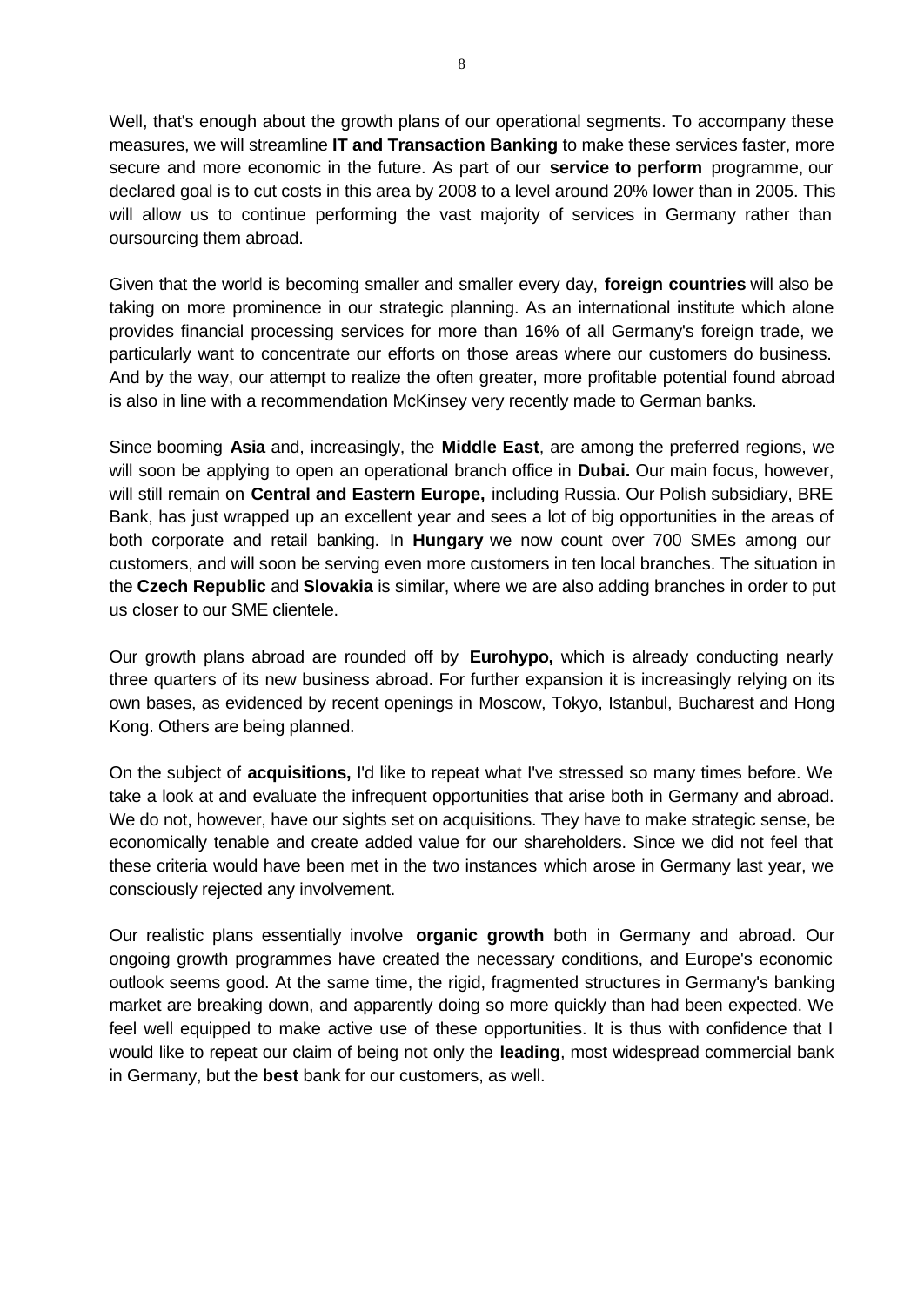Well, that's enough about the growth plans of our operational segments. To accompany these measures, we will streamline **IT and Transaction Banking** to make these services faster, more secure and more economic in the future. As part of our **service to perform** programme, our declared goal is to cut costs in this area by 2008 to a level around 20% lower than in 2005. This will allow us to continue performing the vast majority of services in Germany rather than oursourcing them abroad.

Given that the world is becoming smaller and smaller every day, **foreign countries** will also be taking on more prominence in our strategic planning. As an international institute which alone provides financial processing services for more than 16% of all Germany's foreign trade, we particularly want to concentrate our efforts on those areas where our customers do business. And by the way, our attempt to realize the often greater, more profitable potential found abroad is also in line with a recommendation McKinsey very recently made to German banks.

Since booming **Asia** and, increasingly, the **Middle East**, are among the preferred regions, we will soon be applying to open an operational branch office in **Dubai.** Our main focus, however, will still remain on **Central and Eastern Europe,** including Russia. Our Polish subsidiary, BRE Bank, has just wrapped up an excellent year and sees a lot of big opportunities in the areas of both corporate and retail banking. In **Hungary** we now count over 700 SMEs among our customers, and will soon be serving even more customers in ten local branches. The situation in the **Czech Republic** and **Slovakia** is similar, where we are also adding branches in order to put us closer to our SME clientele.

Our growth plans abroad are rounded off by **Eurohypo,** which is already conducting nearly three quarters of its new business abroad. For further expansion it is increasingly relying on its own bases, as evidenced by recent openings in Moscow, Tokyo, Istanbul, Bucharest and Hong Kong. Others are being planned.

On the subject of **acquisitions,** I'd like to repeat what I've stressed so many times before. We take a look at and evaluate the infrequent opportunities that arise both in Germany and abroad. We do not, however, have our sights set on acquisitions. They have to make strategic sense, be economically tenable and create added value for our shareholders. Since we did not feel that these criteria would have been met in the two instances which arose in Germany last year, we consciously rejected any involvement.

Our realistic plans essentially involve **organic growth** both in Germany and abroad. Our ongoing growth programmes have created the necessary conditions, and Europe's economic outlook seems good. At the same time, the rigid, fragmented structures in Germany's banking market are breaking down, and apparently doing so more quickly than had been expected. We feel well equipped to make active use of these opportunities. It is thus with confidence that I would like to repeat our claim of being not only the **leading**, most widespread commercial bank in Germany, but the **best** bank for our customers, as well.